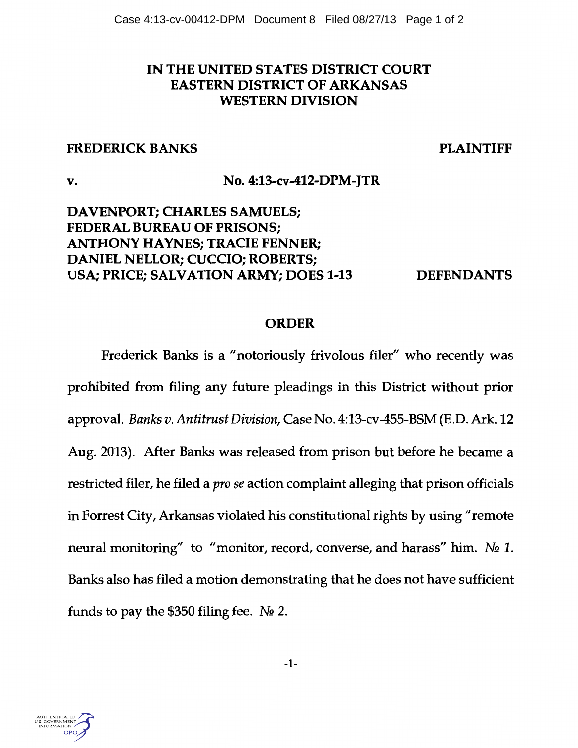# IN THE UNITED STATES DISTRICT COURT
# EASTERN DISTRICT OF ARKANSAS
# WESTERN DIVISION

**FREDERICK BANKS** **PLAINTIFF**

**v.** **No. 4:13-cv-412-DPM-JTR**

**DAVENPORT; CHARLES SAMUELS; FEDERAL BUREAU OF PRISONS; ANTHONY HAYNES; TRACIE FENNER; DANIEL NELLOR; CUCCIO; ROBERTS; USA; PRICE; SALVATION ARMY; DOES 1-13** **DEFENDANTS**

## ORDER

Frederick Banks is a "notoriously frivolous filer" who recently was prohibited from filing any future pleadings in this District without prior approval. *Banks v. Antitrust Division*, Case No. 4:13-cv-455-BSM (E.D. Ark. 12 Aug. 2013). After Banks was released from prison but before he became a restricted filer, he filed a *pro se* action complaint alleging that prison officials in Forrest City, Arkansas violated his constitutional rights by using "remote neural monitoring" to "monitor, record, converse, and harass" him. *№ 1*. Banks also has filed a motion demonstrating that he does not have sufficient funds to pay the $350 filing fee. *№ 2*.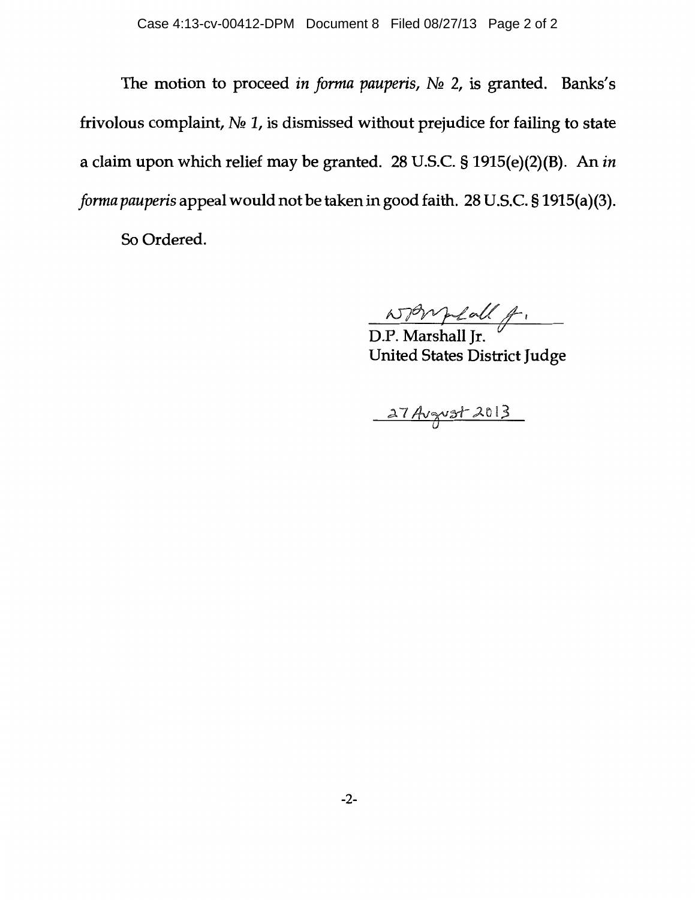The motion to proceed *in forma pauperis*, № 2, is granted. Banks's frivolous complaint, № 1, is dismissed without prejudice for failing to state a claim upon which relief may be granted. 28 U.S.C. § 1915(e)(2)(B). An *in forma pauperis* appeal would not be taken in good faith. 28 U.S.C. § 1915(a)(3).

So Ordered.

D.P. Marshall Jr.
United States District Judge

27 August 2013